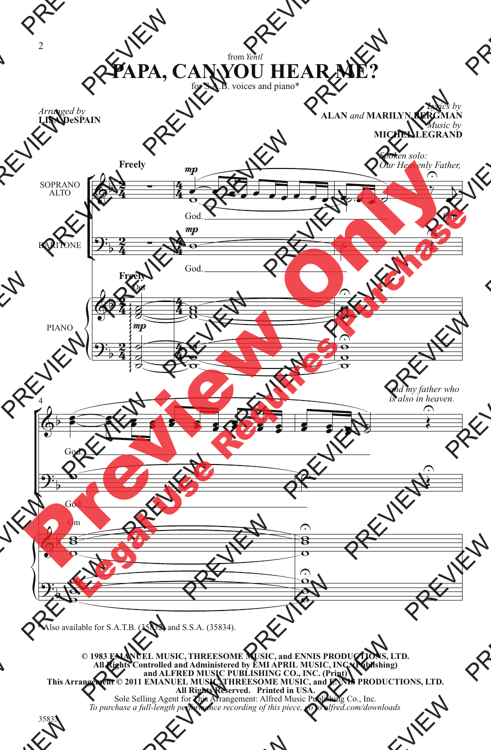from *Yentl*

# PAPA, CAN YOU HEAR ME?

for S.A.B. voices and piano*

*Arranged by*
**LISA DeSPAIN**

*Lyrics by*
**ALAN** *and* **MARILYN BERGMAN**
*Music by*
**MICHEL LEGRAND**

**Freely**

*Spoken solo: Our Heavenly Father,*

SOPRANO ALTO — *mp* God. Our

BARITONE — *mp* God.

PIANO — Dm — *mp*

*and my father who is also in heaven.*

God.

God.

Gm

\* Also available for S.A.T.B. (35832) and S.S.A. (35834).

**© 1983 EMANUEL MUSIC, THREESOME MUSIC, and ENNIS PRODUCTIONS, LTD.**
**All Rights Controlled and Administered by EMI APRIL MUSIC, INC. (Publishing)**
**and ALFRED MUSIC PUBLISHING CO., INC. (Print)**
**This Arrangement © 2011 EMANUEL MUSIC, THREESOME MUSIC, and ENNIS PRODUCTIONS, LTD.**
**All Rights Reserved. Printed in USA.**
Sole Selling Agent for This Arrangement: Alfred Music Publishing Co., Inc.
*To purchase a full-length performance recording of this piece, go to alfred.com/downloads*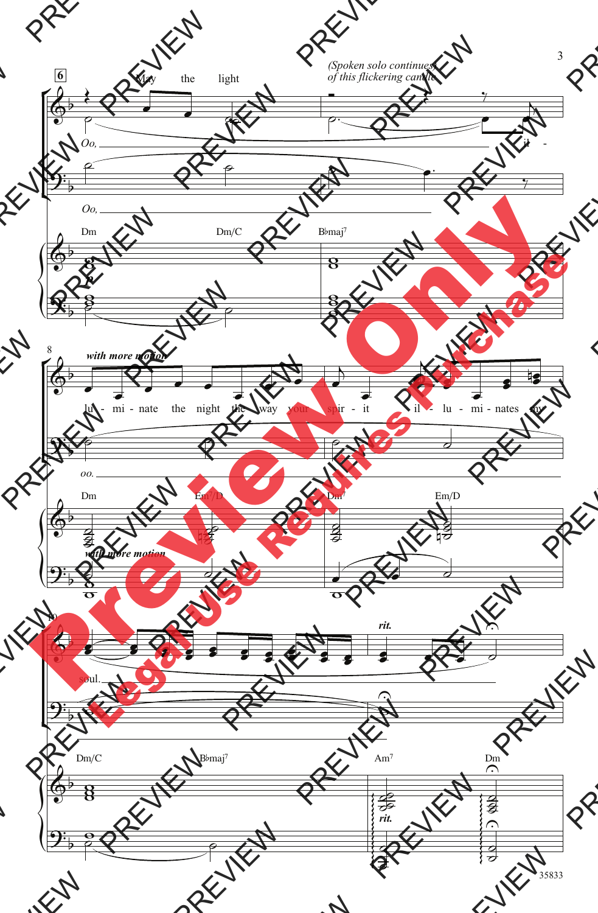*(Spoken solo continues) of this flickering candle*

May the light il - lu - mi - nate the night the way your spir - it il - lu - mi - nates my soul.

Oo,

Oo, oo.

*with more motion*

*rit.*

Dm Dm/C B♭maj7

Dm Em7/D Dm7 Em/D

Dm/C B♭maj7 Am7 Dm

Preview Only

Legal Use Requires Purchase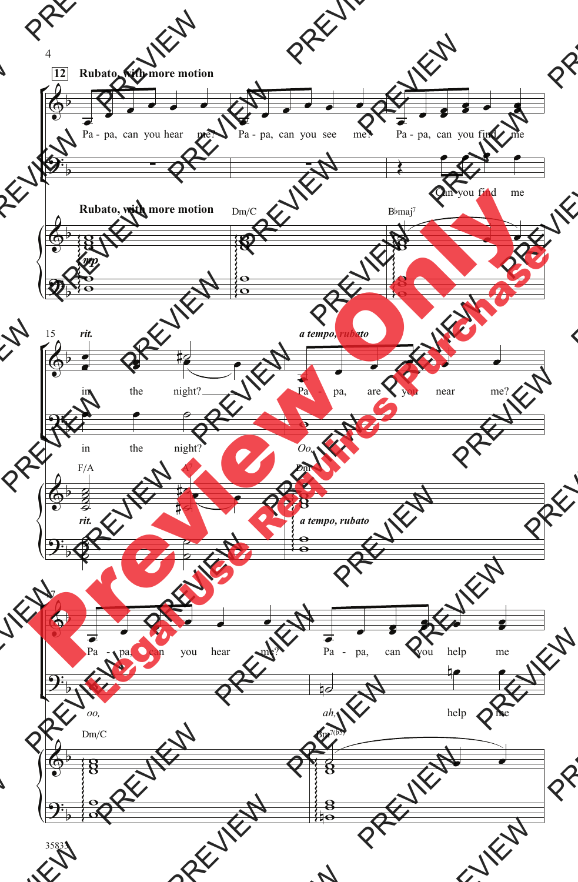12 **Rubato, with more motion**

Pa - pa, can you hear me? Pa - pa, can you see me? Pa - pa, can you find me

Can you find me

**Rubato, with more motion**

*mp*

Dm/C Bbmaj7

15 *rit.* *a tempo, rubato*

in the night? Pa - pa, are you near me?

in the night? *Oo,*

F/A A7 Dm

*rit.* *a tempo, rubato*

17

Pa - pa, can you hear me? Pa - pa, can you help me

*oo,* *ah,* help me

Dm/C Bm7(b5)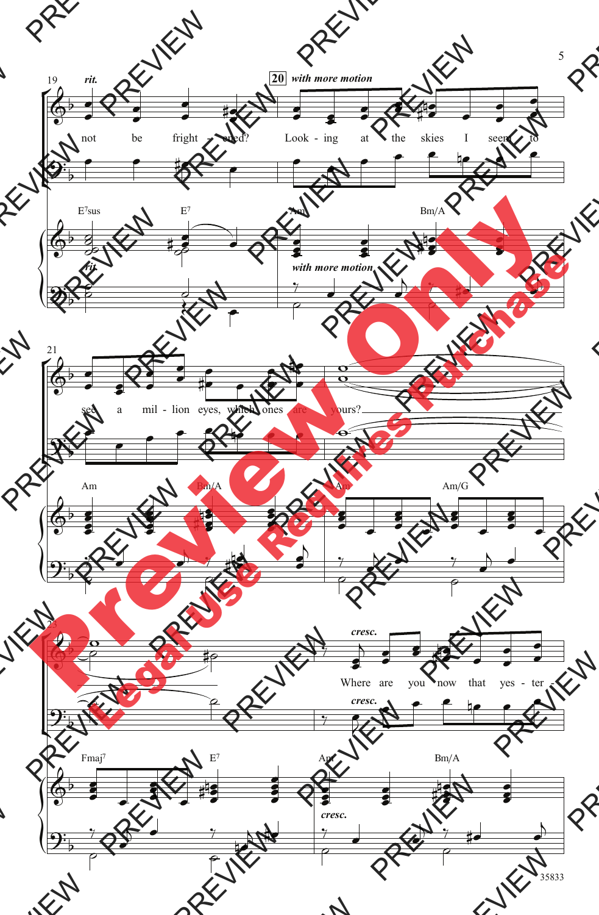19 *rit.* **20** *with more motion*

not be fright - ened? Look - ing at the skies I seem to

E7sus E7 Am Bm/A

*rit.* *with more motion*

21

see a mil - lion eyes, which ones are yours?

Am Bm/A Am Am/G

23

*cresc.*

Where are you now that yes - ter -

Fmaj7 E7 Am Bm/A

*cresc.*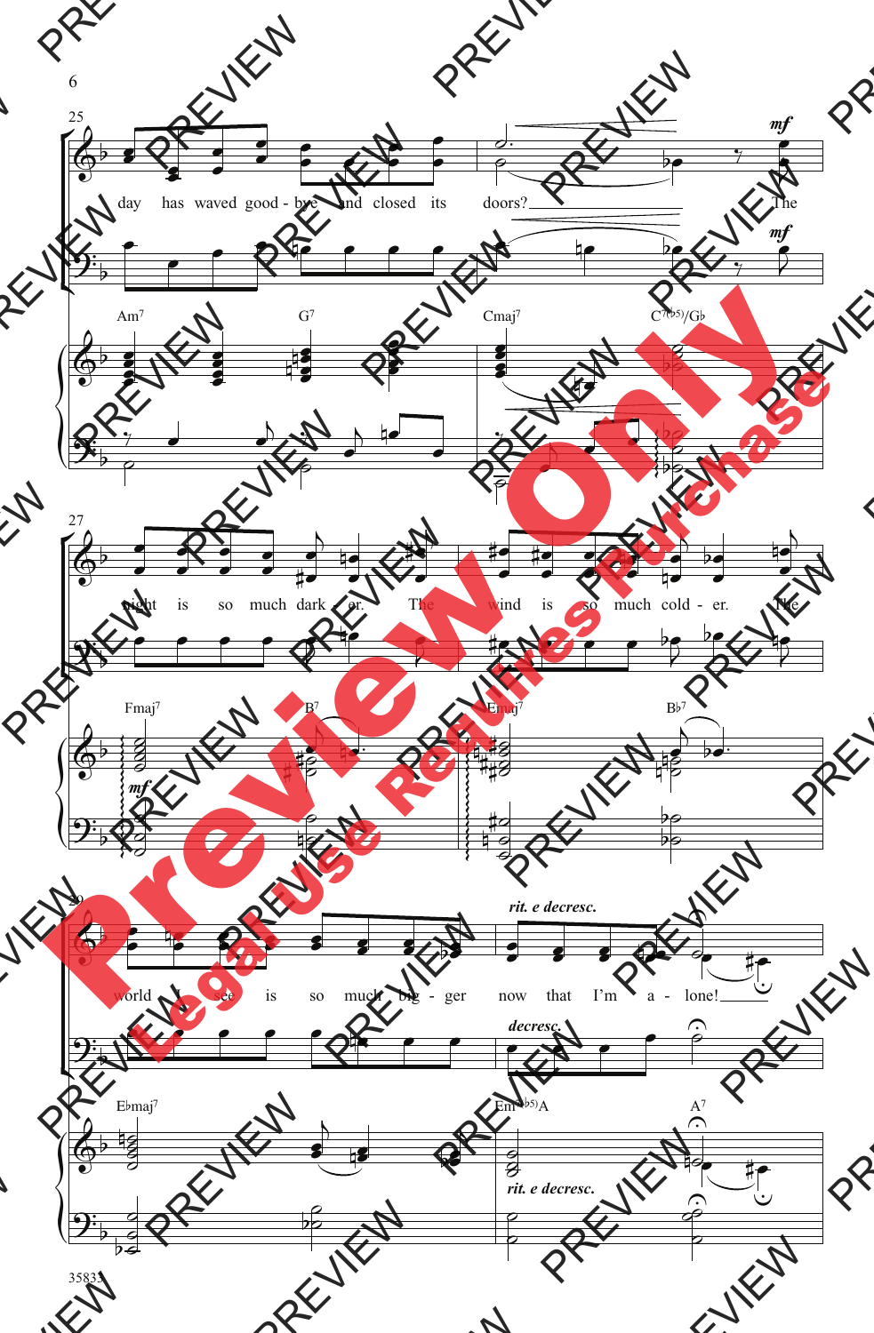25

day has waved good - bye and closed its doors? The

Am7 G7 Cmaj7 C7(♭5)/G♭

27

night is so much dark - er. The wind is so much cold - er. The

Fmaj7 B7 Emaj7 B♭7

29

*rit. e decresc.*

world I see is so much big - ger now that I'm a - lone!

*decresc.*

E♭maj7 Em7(♭5)/A A7

*rit. e decresc.*

35833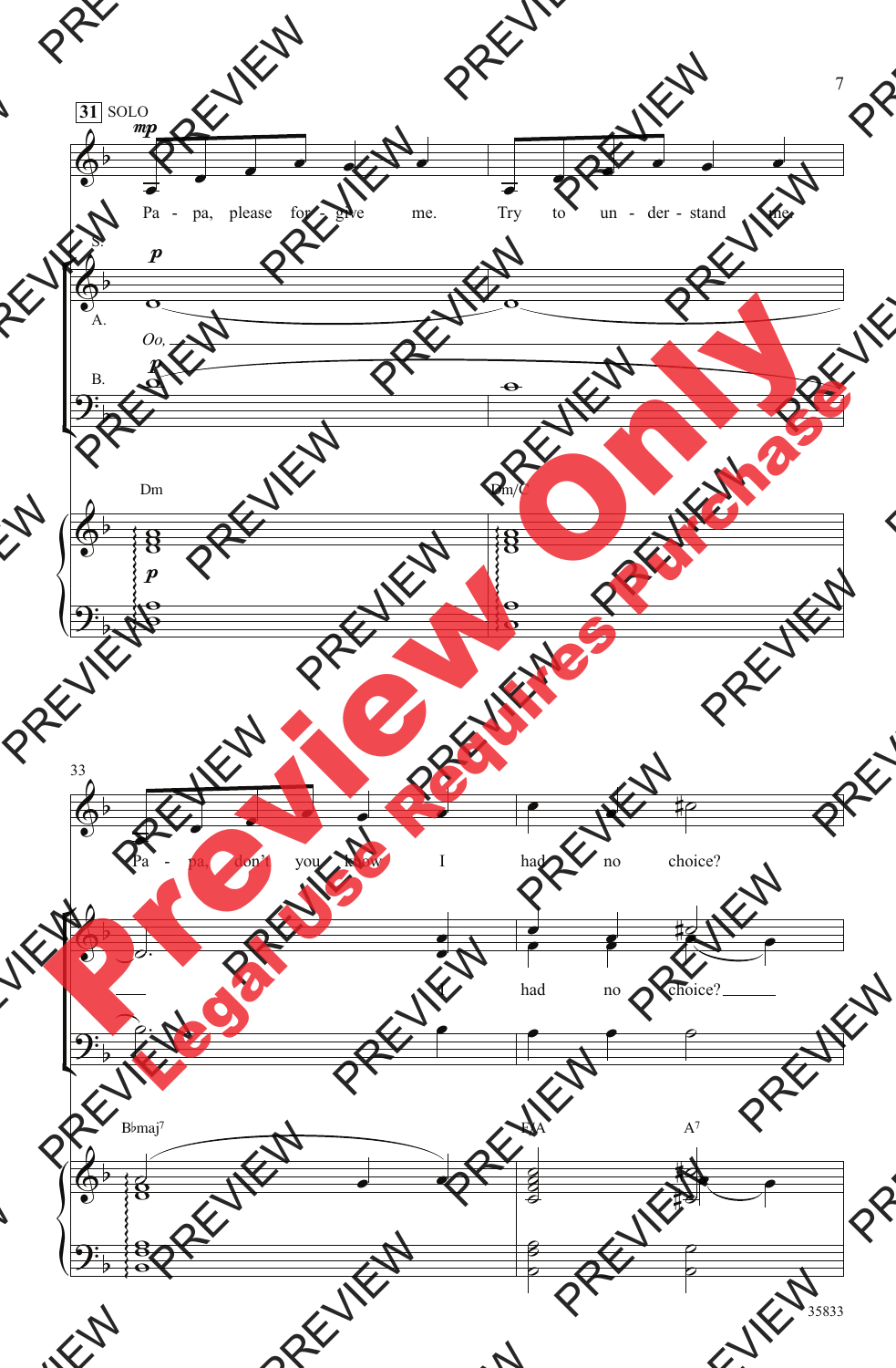31 SOLO

*mp*

Pa - pa, please for - give me. Try to un - der - stand me.

S.

*p*

A.

*Oo,*

B.

*p*

Dm Dm/C

*p*

33

Pa - pa, don't you know I had no choice?

I had no choice?

B♭maj7 F/A A7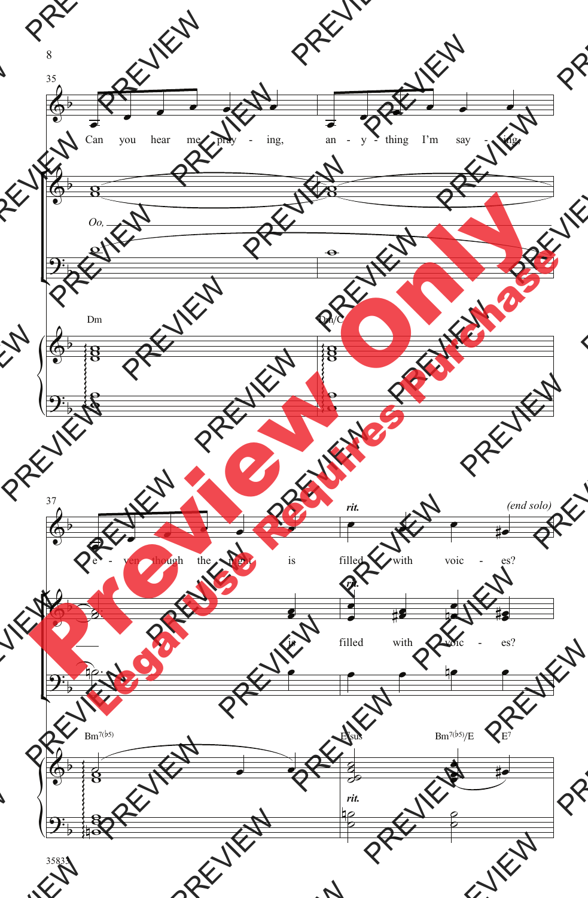35

Can you hear me pray - ing, an - y - thing I'm say - ing,

*Oo,*

Dm Dm/C

37

*rit.* *(end solo)*

E - ven though the night is filled with voic - es?

is filled with voic - es?

Bm$^{7(\flat 5)}$ Esus Bm$^{7(\flat 5)}$/E E$^{7}$

*rit.*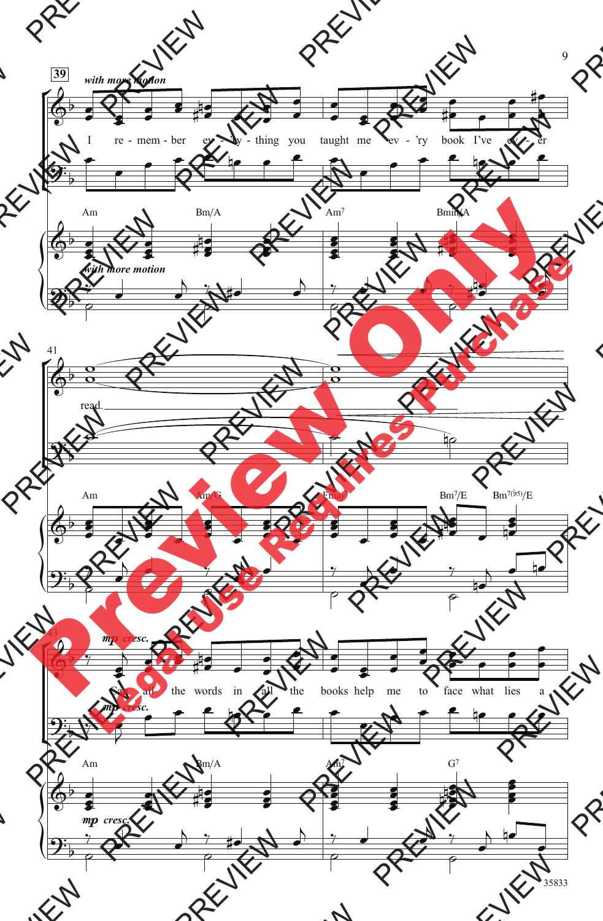*with more motion*

I re - mem - ber ev - 'ry - thing you taught me ev - 'ry book I've ev - er

Am Bm/A Am7 Bmin/A

*with more motion*

read.

Am Am/G Fmaj7 Bm7/E Bm7(♭5)/E

*mp cresc.*

Can all the words in all the books help me to face what lies a -

*mp cresc.*

Am Bm/A Am7 G7

*mp cresc.*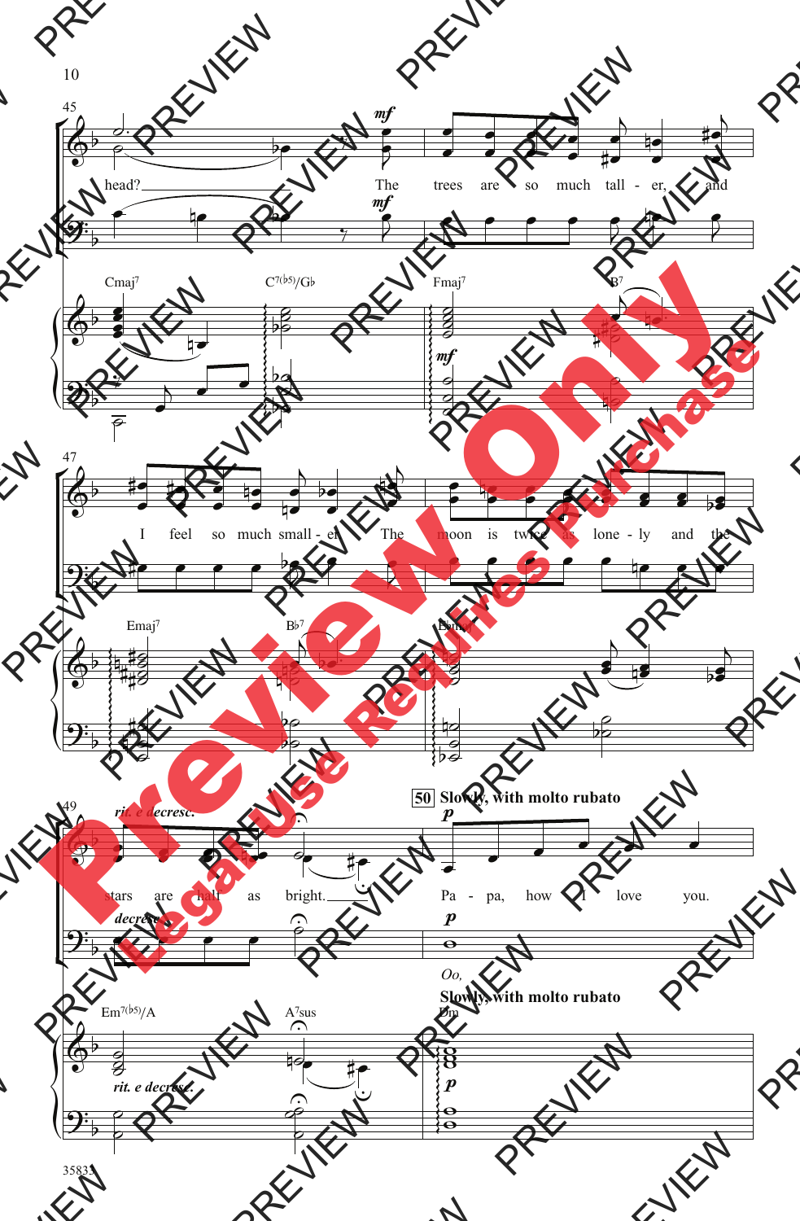45

head? The trees are so much tall - er, and

Cmaj7 C7(♭5)/G♭ Fmaj7 B7

47

I feel so much small - er. The moon is twice as lone - ly and the

Emaj7 B♭7 Ebm...

49 *rit. e decresc.*

stars are half as bright.

**50** **Slowly, with molto rubato**

Pa - pa, how I love you.

*Oo,*

Em7(♭5)/A A7sus Dm

*rit. e decresc.*

**Slowly, with molto rubato**

35833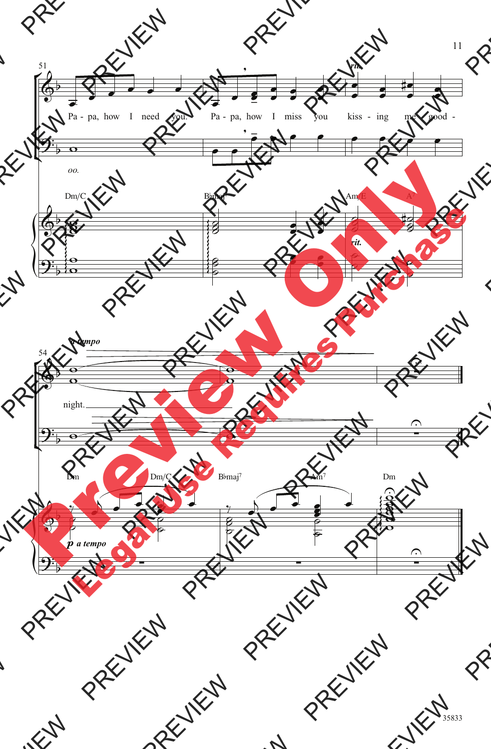51

*rit.*

Pa - pa, how I need you. Pa - pa, how I miss you kiss - ing me good -

*oo.*

Dm/C Bbmaj7 Am/E A7

*rit.*

54

*a tempo*

night.

Dm Dm/C Bbmaj7 Am7 Dm

*p a tempo*

35833